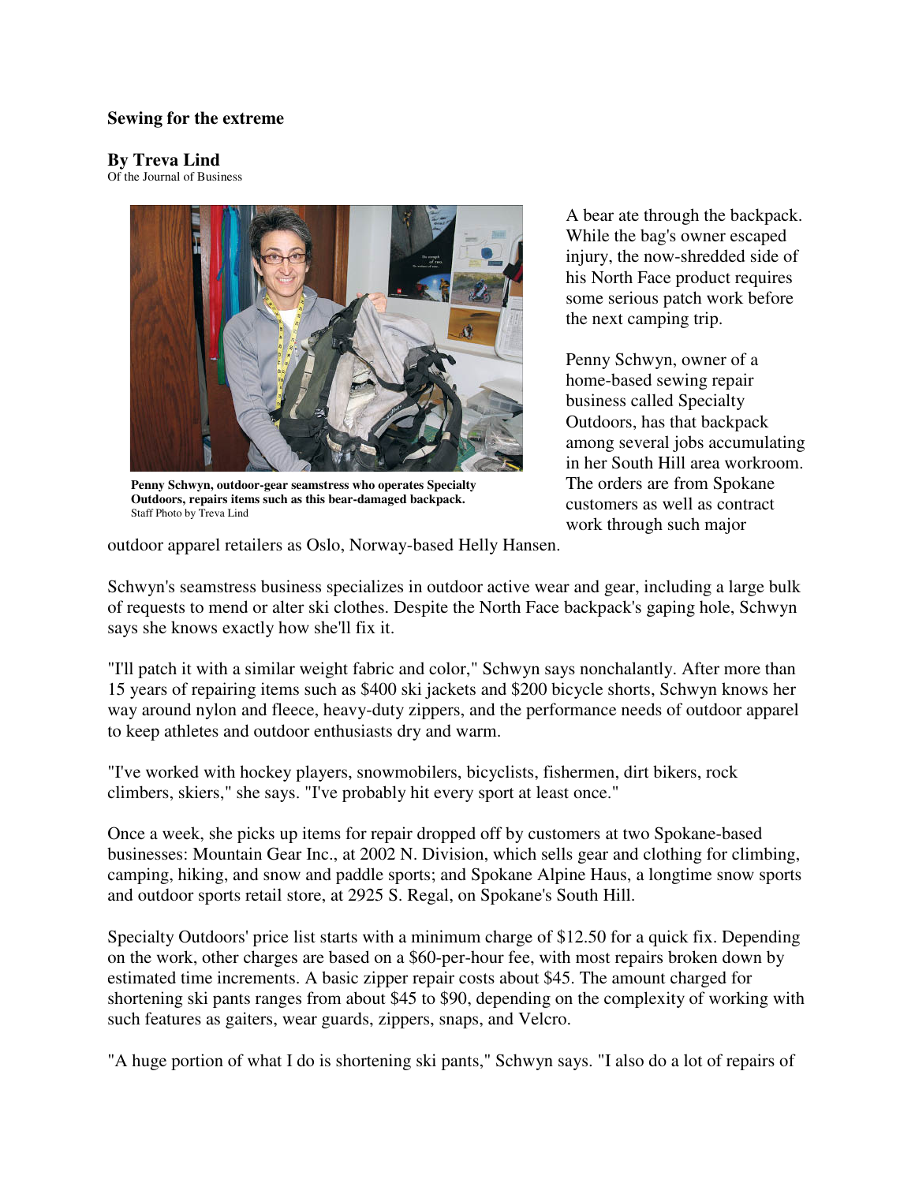# Sewing for the extreme

**By Treva Lind**
Of the Journal of Business

**Penny Schwyn, outdoor-gear seamstress who operates Specialty Outdoors, repairs items such as this bear-damaged backpack.**
Staff Photo by Treva Lind

A bear ate through the backpack. While the bag's owner escaped injury, the now-shredded side of his North Face product requires some serious patch work before the next camping trip.

Penny Schwyn, owner of a home-based sewing repair business called Specialty Outdoors, has that backpack among several jobs accumulating in her South Hill area workroom. The orders are from Spokane customers as well as contract work through such major outdoor apparel retailers as Oslo, Norway-based Helly Hansen.

Schwyn's seamstress business specializes in outdoor active wear and gear, including a large bulk of requests to mend or alter ski clothes. Despite the North Face backpack's gaping hole, Schwyn says she knows exactly how she'll fix it.

"I'll patch it with a similar weight fabric and color," Schwyn says nonchalantly. After more than 15 years of repairing items such as $400 ski jackets and $200 bicycle shorts, Schwyn knows her way around nylon and fleece, heavy-duty zippers, and the performance needs of outdoor apparel to keep athletes and outdoor enthusiasts dry and warm.

"I've worked with hockey players, snowmobilers, bicyclists, fishermen, dirt bikers, rock climbers, skiers," she says. "I've probably hit every sport at least once."

Once a week, she picks up items for repair dropped off by customers at two Spokane-based businesses: Mountain Gear Inc., at 2002 N. Division, which sells gear and clothing for climbing, camping, hiking, and snow and paddle sports; and Spokane Alpine Haus, a longtime snow sports and outdoor sports retail store, at 2925 S. Regal, on Spokane's South Hill.

Specialty Outdoors' price list starts with a minimum charge of $12.50 for a quick fix. Depending on the work, other charges are based on a $60-per-hour fee, with most repairs broken down by estimated time increments. A basic zipper repair costs about $45. The amount charged for shortening ski pants ranges from about $45 to $90, depending on the complexity of working with such features as gaiters, wear guards, zippers, snaps, and Velcro.

"A huge portion of what I do is shortening ski pants," Schwyn says. "I also do a lot of repairs of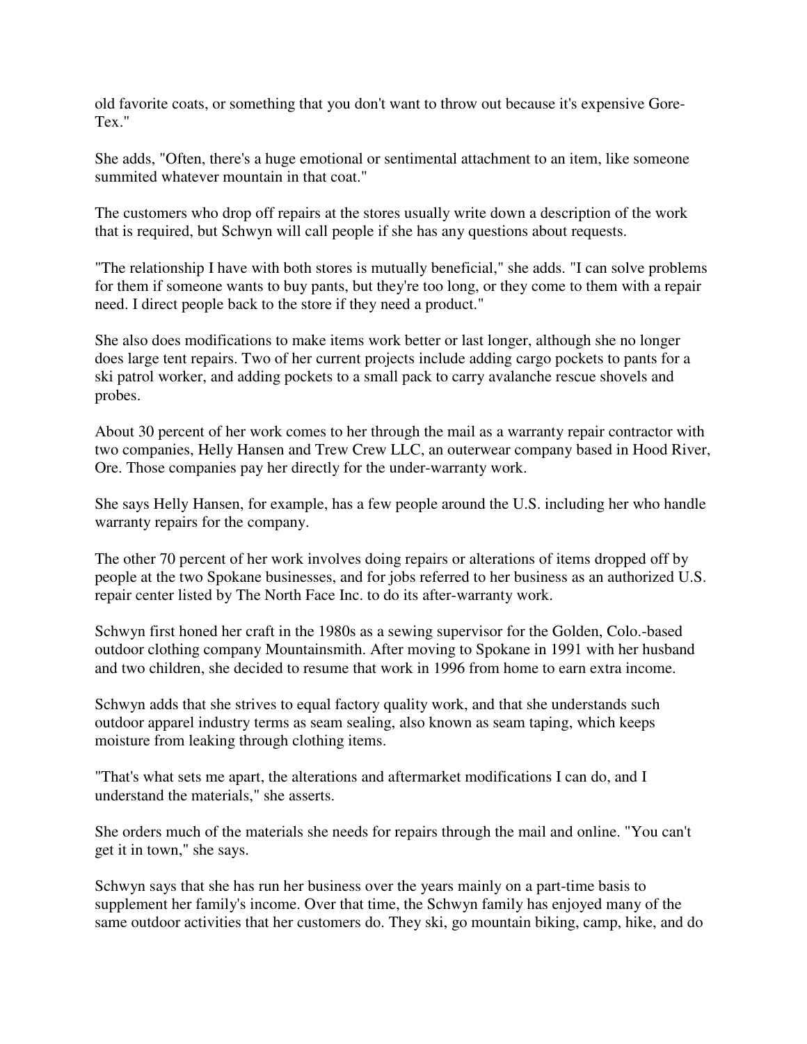old favorite coats, or something that you don't want to throw out because it's expensive Gore-Tex."

She adds, "Often, there's a huge emotional or sentimental attachment to an item, like someone summited whatever mountain in that coat."

The customers who drop off repairs at the stores usually write down a description of the work that is required, but Schwyn will call people if she has any questions about requests.

"The relationship I have with both stores is mutually beneficial," she adds. "I can solve problems for them if someone wants to buy pants, but they're too long, or they come to them with a repair need. I direct people back to the store if they need a product."

She also does modifications to make items work better or last longer, although she no longer does large tent repairs. Two of her current projects include adding cargo pockets to pants for a ski patrol worker, and adding pockets to a small pack to carry avalanche rescue shovels and probes.

About 30 percent of her work comes to her through the mail as a warranty repair contractor with two companies, Helly Hansen and Trew Crew LLC, an outerwear company based in Hood River, Ore. Those companies pay her directly for the under-warranty work.

She says Helly Hansen, for example, has a few people around the U.S. including her who handle warranty repairs for the company.

The other 70 percent of her work involves doing repairs or alterations of items dropped off by people at the two Spokane businesses, and for jobs referred to her business as an authorized U.S. repair center listed by The North Face Inc. to do its after-warranty work.

Schwyn first honed her craft in the 1980s as a sewing supervisor for the Golden, Colo.-based outdoor clothing company Mountainsmith. After moving to Spokane in 1991 with her husband and two children, she decided to resume that work in 1996 from home to earn extra income.

Schwyn adds that she strives to equal factory quality work, and that she understands such outdoor apparel industry terms as seam sealing, also known as seam taping, which keeps moisture from leaking through clothing items.

"That's what sets me apart, the alterations and aftermarket modifications I can do, and I understand the materials," she asserts.

She orders much of the materials she needs for repairs through the mail and online. "You can't get it in town," she says.

Schwyn says that she has run her business over the years mainly on a part-time basis to supplement her family's income. Over that time, the Schwyn family has enjoyed many of the same outdoor activities that her customers do. They ski, go mountain biking, camp, hike, and do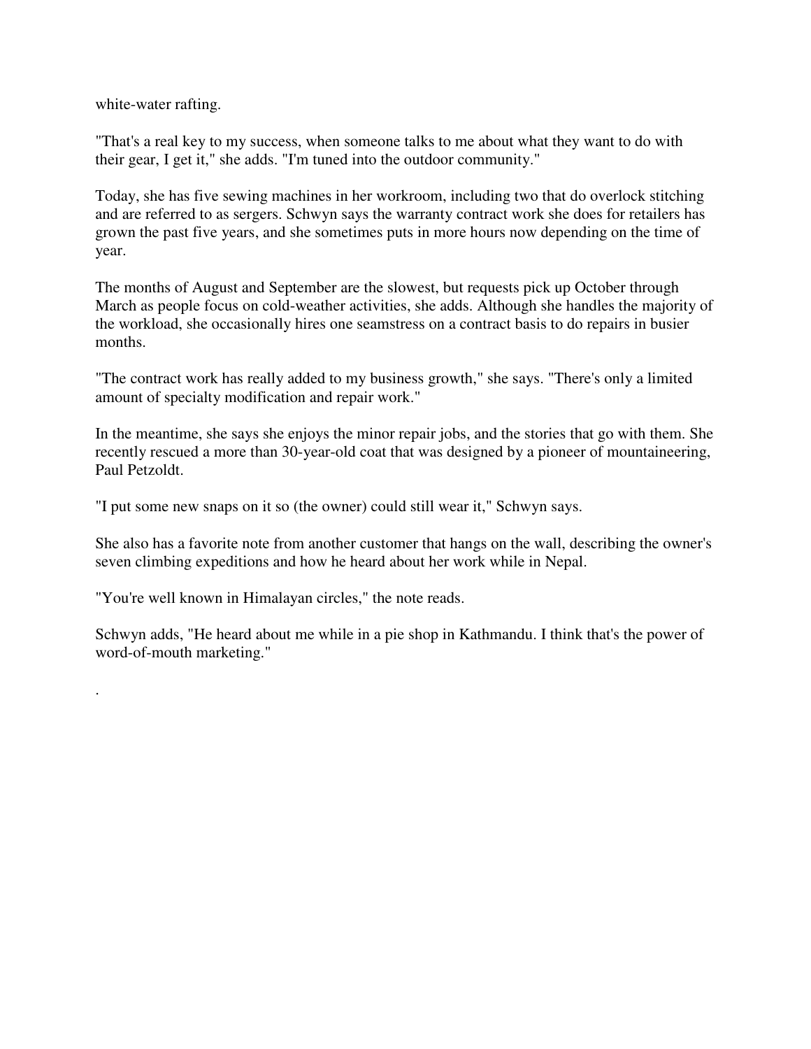white-water rafting.

"That's a real key to my success, when someone talks to me about what they want to do with their gear, I get it," she adds. "I'm tuned into the outdoor community."

Today, she has five sewing machines in her workroom, including two that do overlock stitching and are referred to as sergers. Schwyn says the warranty contract work she does for retailers has grown the past five years, and she sometimes puts in more hours now depending on the time of year.

The months of August and September are the slowest, but requests pick up October through March as people focus on cold-weather activities, she adds. Although she handles the majority of the workload, she occasionally hires one seamstress on a contract basis to do repairs in busier months.

"The contract work has really added to my business growth," she says. "There's only a limited amount of specialty modification and repair work."

In the meantime, she says she enjoys the minor repair jobs, and the stories that go with them. She recently rescued a more than 30-year-old coat that was designed by a pioneer of mountaineering, Paul Petzoldt.

"I put some new snaps on it so (the owner) could still wear it," Schwyn says.

She also has a favorite note from another customer that hangs on the wall, describing the owner's seven climbing expeditions and how he heard about her work while in Nepal.

"You're well known in Himalayan circles," the note reads.

Schwyn adds, "He heard about me while in a pie shop in Kathmandu. I think that's the power of word-of-mouth marketing."

.